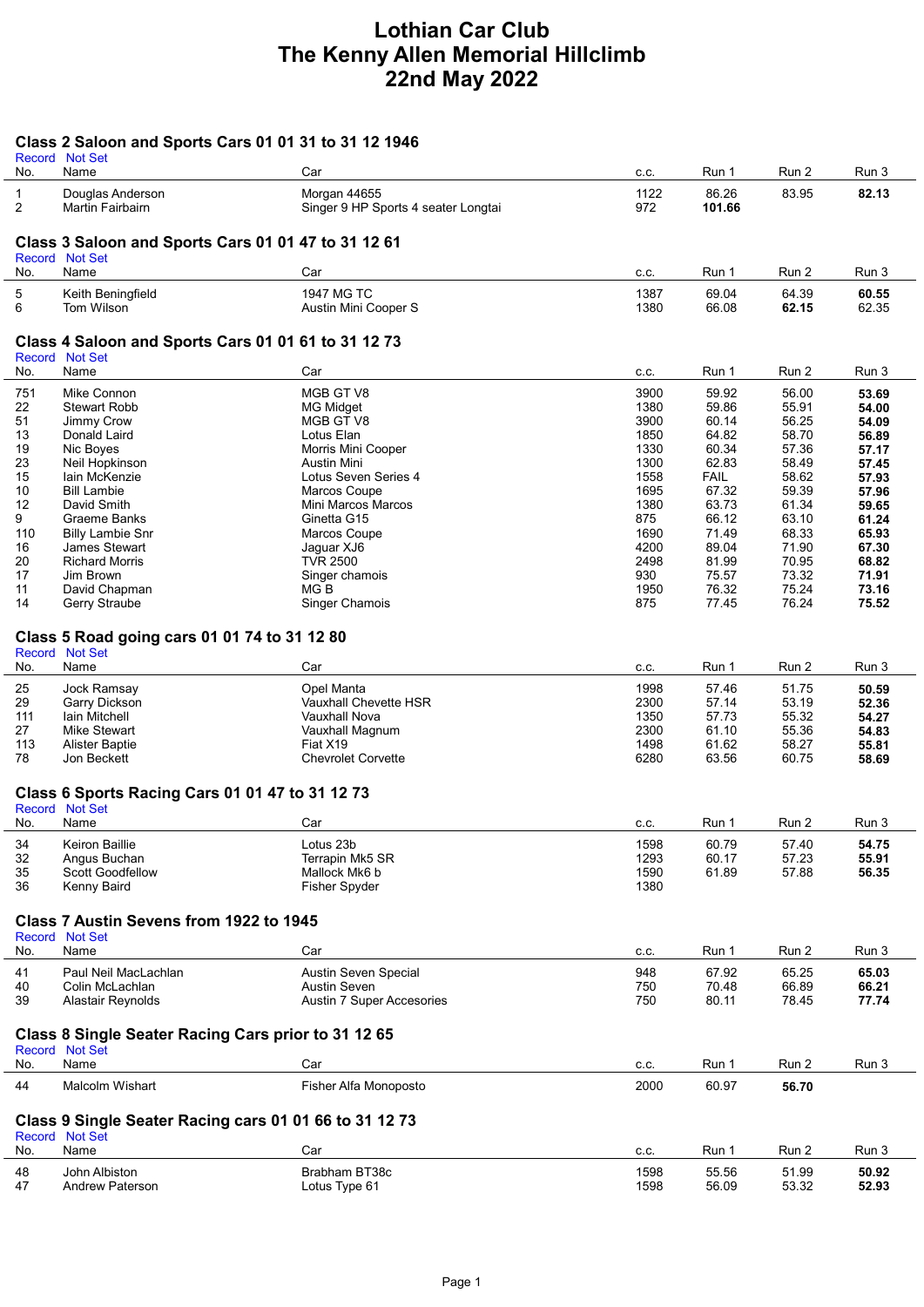# Lothian Car Club
# The Kenny Allen Memorial Hillclimb
# 22nd May 2022

## Class 2 Saloon and Sports Cars 01 01 31 to 31 12 1946

Record Not Set

| No. | Name | Car | c.c. | Run 1 | Run 2 | Run 3 |
|---|---|---|---|---|---|---|
| 1 | Douglas Anderson | Morgan 44655 | 1122 | 86.26 | 83.95 | **82.13** |
| 2 | Martin Fairbairn | Singer 9 HP Sports 4 seater Longtai | 972 | **101.66** | | |

## Class 3 Saloon and Sports Cars 01 01 47 to 31 12 61

Record Not Set

| No. | Name | Car | c.c. | Run 1 | Run 2 | Run 3 |
|---|---|---|---|---|---|---|
| 5 | Keith Beningfield | 1947 MG TC | 1387 | 69.04 | 64.39 | **60.55** |
| 6 | Tom Wilson | Austin Mini Cooper S | 1380 | 66.08 | **62.15** | 62.35 |

## Class 4 Saloon and Sports Cars 01 01 61 to 31 12 73

Record Not Set

| No. | Name | Car | c.c. | Run 1 | Run 2 | Run 3 |
|---|---|---|---|---|---|---|
| 751 | Mike Connon | MGB GT V8 | 3900 | 59.92 | 56.00 | **53.69** |
| 22 | Stewart Robb | MG Midget | 1380 | 59.86 | 55.91 | **54.00** |
| 51 | Jimmy Crow | MGB GT V8 | 3900 | 60.14 | 56.25 | **54.09** |
| 13 | Donald Laird | Lotus Elan | 1850 | 64.82 | 58.70 | **56.89** |
| 19 | Nic Boyes | Morris Mini Cooper | 1330 | 60.34 | 57.36 | **57.17** |
| 23 | Neil Hopkinson | Austin Mini | 1300 | 62.83 | 58.49 | **57.45** |
| 15 | Iain McKenzie | Lotus Seven Series 4 | 1558 | FAIL | 58.62 | **57.93** |
| 10 | Bill Lambie | Marcos Coupe | 1695 | 67.32 | 59.39 | **57.96** |
| 12 | David Smith | Mini Marcos Marcos | 1380 | 63.73 | 61.34 | **59.65** |
| 9 | Graeme Banks | Ginetta G15 | 875 | 66.12 | 63.10 | **61.24** |
| 110 | Billy Lambie Snr | Marcos Coupe | 1690 | 71.49 | 68.33 | **65.93** |
| 16 | James Stewart | Jaguar XJ6 | 4200 | 89.04 | 71.90 | **67.30** |
| 20 | Richard Morris | TVR 2500 | 2498 | 81.99 | 70.95 | **68.82** |
| 17 | Jim Brown | Singer chamois | 930 | 75.57 | 73.32 | **71.91** |
| 11 | David Chapman | MG B | 1950 | 76.32 | 75.24 | **73.16** |
| 14 | Gerry Straube | Singer Chamois | 875 | 77.45 | 76.24 | **75.52** |

## Class 5 Road going cars 01 01 74 to 31 12 80

Record Not Set

| No. | Name | Car | c.c. | Run 1 | Run 2 | Run 3 |
|---|---|---|---|---|---|---|
| 25 | Jock Ramsay | Opel Manta | 1998 | 57.46 | 51.75 | **50.59** |
| 29 | Garry Dickson | Vauxhall Chevette HSR | 2300 | 57.14 | 53.19 | **52.36** |
| 111 | Iain Mitchell | Vauxhall Nova | 1350 | 57.73 | 55.32 | **54.27** |
| 27 | Mike Stewart | Vauxhall Magnum | 2300 | 61.10 | 55.36 | **54.83** |
| 113 | Alister Baptie | Fiat X19 | 1498 | 61.62 | 58.27 | **55.81** |
| 78 | Jon Beckett | Chevrolet Corvette | 6280 | 63.56 | 60.75 | **58.69** |

## Class 6 Sports Racing Cars 01 01 47 to 31 12 73

Record Not Set

| No. | Name | Car | c.c. | Run 1 | Run 2 | Run 3 |
|---|---|---|---|---|---|---|
| 34 | Keiron Baillie | Lotus 23b | 1598 | 60.79 | 57.40 | **54.75** |
| 32 | Angus Buchan | Terrapin Mk5 SR | 1293 | 60.17 | 57.23 | **55.91** |
| 35 | Scott Goodfellow | Mallock Mk6 b | 1590 | 61.89 | 57.88 | **56.35** |
| 36 | Kenny Baird | Fisher Spyder | 1380 | | | |

## Class 7 Austin Sevens from 1922 to 1945

Record Not Set

| No. | Name | Car | c.c. | Run 1 | Run 2 | Run 3 |
|---|---|---|---|---|---|---|
| 41 | Paul Neil MacLachlan | Austin Seven Special | 948 | 67.92 | 65.25 | **65.03** |
| 40 | Colin McLachlan | Austin Seven | 750 | 70.48 | 66.89 | **66.21** |
| 39 | Alastair Reynolds | Austin 7 Super Accesories | 750 | 80.11 | 78.45 | **77.74** |

## Class 8 Single Seater Racing Cars prior to 31 12 65

Record Not Set

| No. | Name | Car | c.c. | Run 1 | Run 2 | Run 3 |
|---|---|---|---|---|---|---|
| 44 | Malcolm Wishart | Fisher Alfa Monoposto | 2000 | 60.97 | **56.70** | |

## Class 9 Single Seater Racing cars 01 01 66 to 31 12 73

Record Not Set

| No. | Name | Car | c.c. | Run 1 | Run 2 | Run 3 |
|---|---|---|---|---|---|---|
| 48 | John Albiston | Brabham BT38c | 1598 | 55.56 | 51.99 | **50.92** |
| 47 | Andrew Paterson | Lotus Type 61 | 1598 | 56.09 | 53.32 | **52.93** |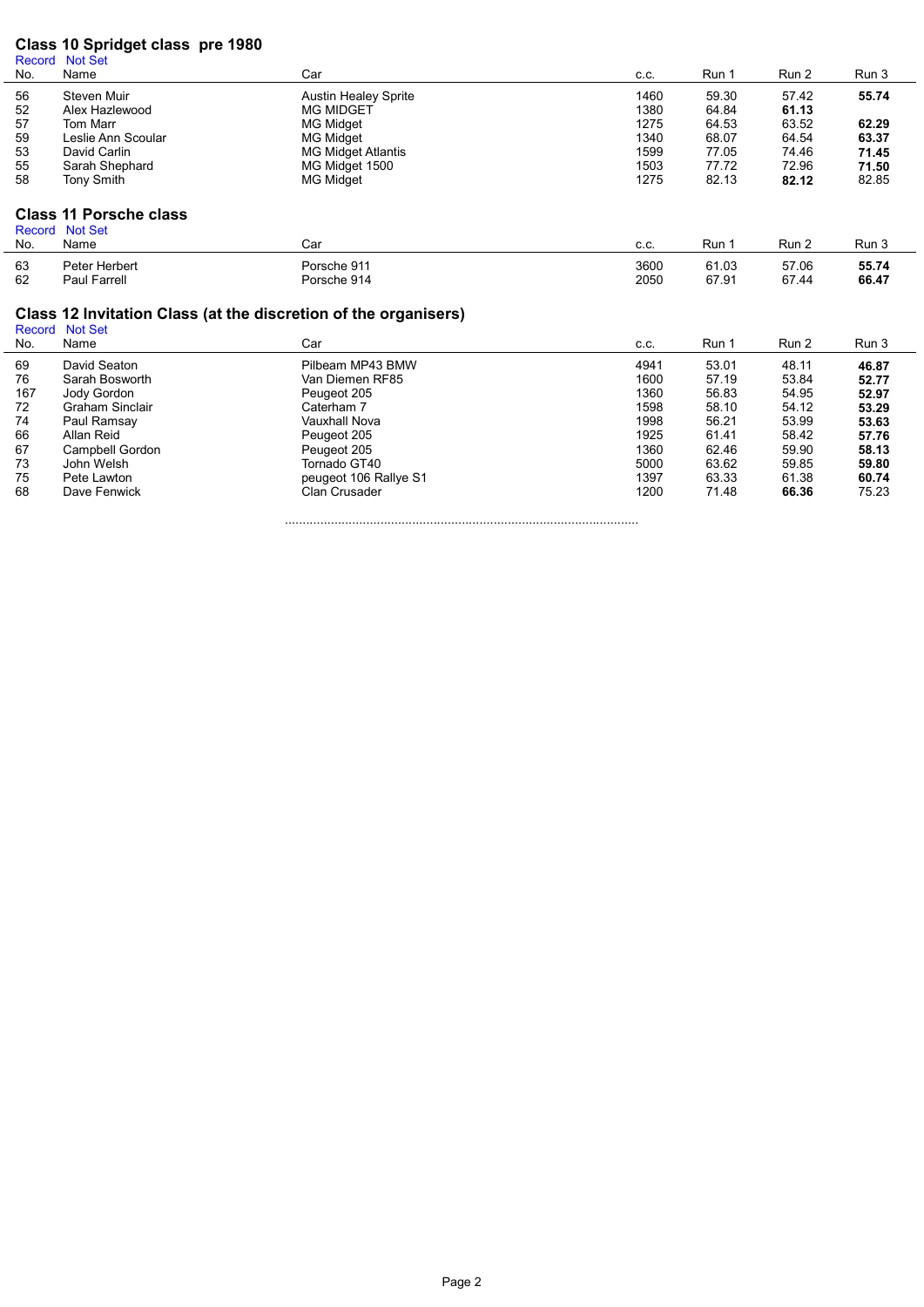## Class 10 Spridget class pre 1980

Record Not Set

| No. | Name | Car | c.c. | Run 1 | Run 2 | Run 3 |
|---|---|---|---|---|---|---|
| 56 | Steven Muir | Austin Healey Sprite | 1460 | 59.30 | 57.42 | **55.74** |
| 52 | Alex Hazlewood | MG MIDGET | 1380 | 64.84 | **61.13** | |
| 57 | Tom Marr | MG Midget | 1275 | 64.53 | 63.52 | **62.29** |
| 59 | Leslie Ann Scoular | MG Midget | 1340 | 68.07 | 64.54 | **63.37** |
| 53 | David Carlin | MG Midget Atlantis | 1599 | 77.05 | 74.46 | **71.45** |
| 55 | Sarah Shephard | MG Midget 1500 | 1503 | 77.72 | 72.96 | **71.50** |
| 58 | Tony Smith | MG Midget | 1275 | 82.13 | **82.12** | 82.85 |

## Class 11 Porsche class

Record Not Set

| No. | Name | Car | c.c. | Run 1 | Run 2 | Run 3 |
|---|---|---|---|---|---|---|
| 63 | Peter Herbert | Porsche 911 | 3600 | 61.03 | 57.06 | **55.74** |
| 62 | Paul Farrell | Porsche 914 | 2050 | 67.91 | 67.44 | **66.47** |

## Class 12 Invitation Class (at the discretion of the organisers)

Record Not Set

| No. | Name | Car | c.c. | Run 1 | Run 2 | Run 3 |
|---|---|---|---|---|---|---|
| 69 | David Seaton | Pilbeam MP43 BMW | 4941 | 53.01 | 48.11 | **46.87** |
| 76 | Sarah Bosworth | Van Diemen RF85 | 1600 | 57.19 | 53.84 | **52.77** |
| 167 | Jody Gordon | Peugeot 205 | 1360 | 56.83 | 54.95 | **52.97** |
| 72 | Graham Sinclair | Caterham 7 | 1598 | 58.10 | 54.12 | **53.29** |
| 74 | Paul Ramsay | Vauxhall Nova | 1998 | 56.21 | 53.99 | **53.63** |
| 66 | Allan Reid | Peugeot 205 | 1925 | 61.41 | 58.42 | **57.76** |
| 67 | Campbell Gordon | Peugeot 205 | 1360 | 62.46 | 59.90 | **58.13** |
| 73 | John Welsh | Tornado GT40 | 5000 | 63.62 | 59.85 | **59.80** |
| 75 | Pete Lawton | peugeot 106 Rallye S1 | 1397 | 63.33 | 61.38 | **60.74** |
| 68 | Dave Fenwick | Clan Crusader | 1200 | 71.48 | **66.36** | 75.23 |

.................................................................................................